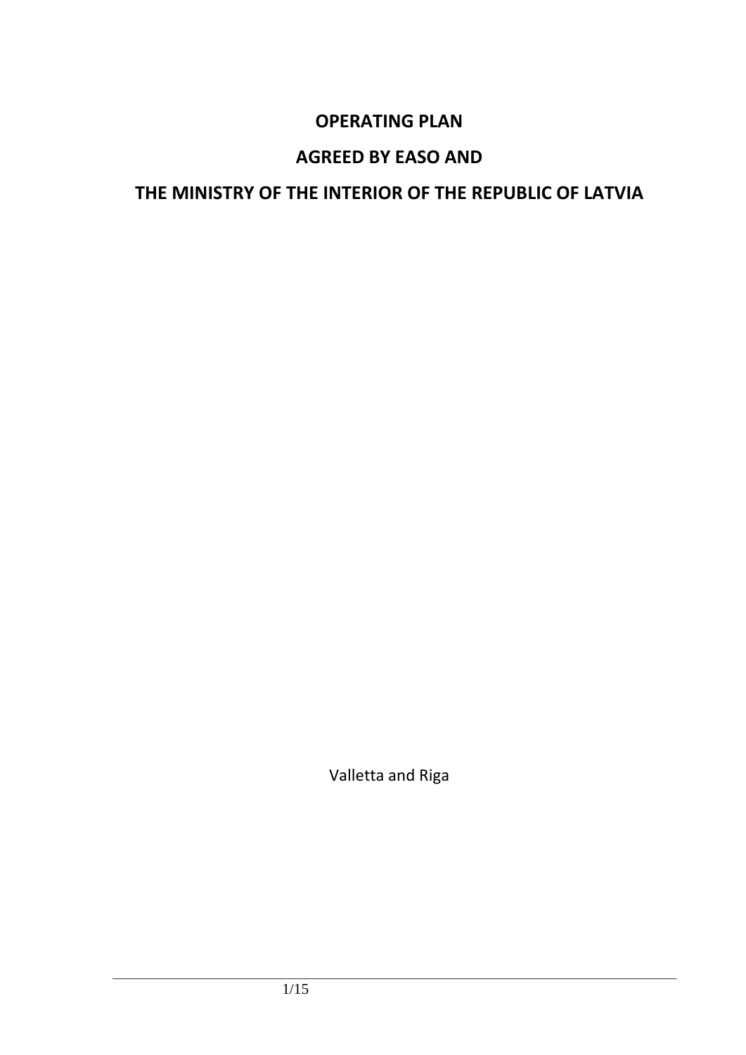# OPERATING PLAN

# AGREED BY EASO AND

# THE MINISTRY OF THE INTERIOR OF THE REPUBLIC OF LATVIA

Valletta and Riga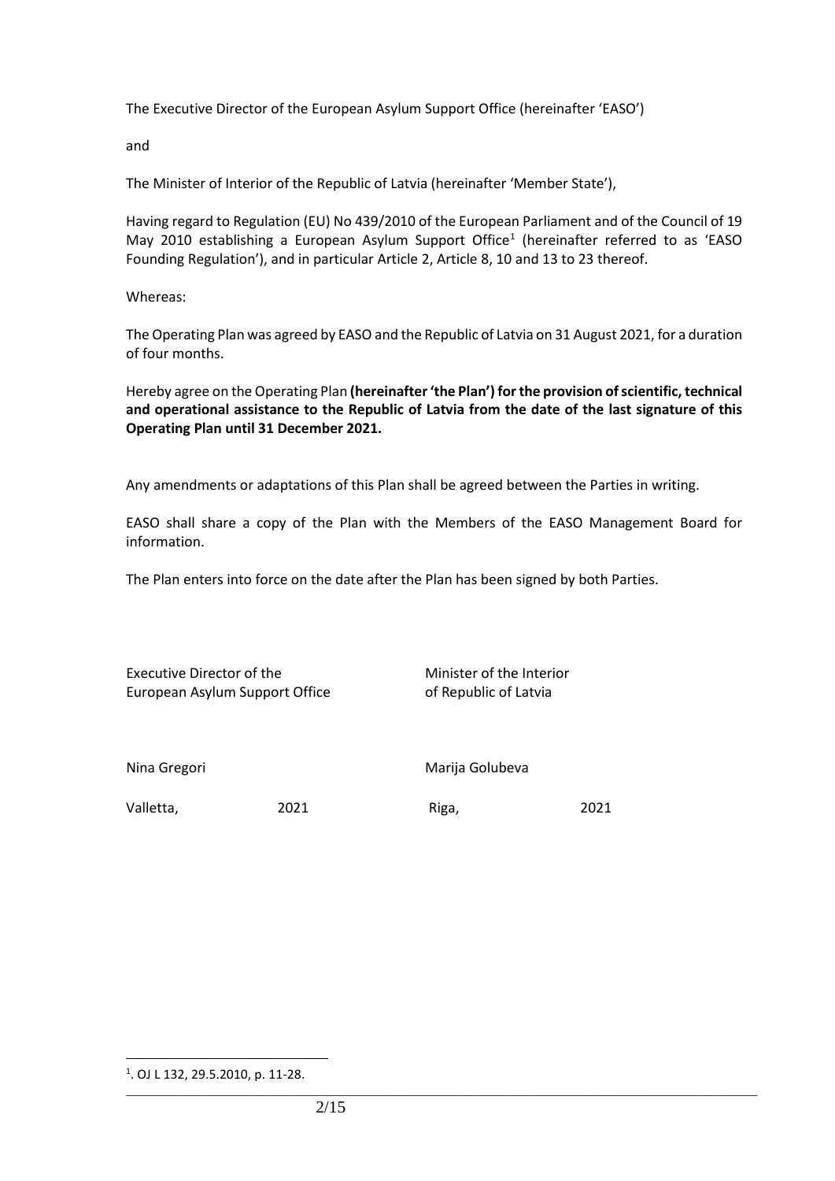The Executive Director of the European Asylum Support Office (hereinafter 'EASO')

and

The Minister of Interior of the Republic of Latvia (hereinafter 'Member State'),

Having regard to Regulation (EU) No 439/2010 of the European Parliament and of the Council of 19 May 2010 establishing a European Asylum Support Office[1] (hereinafter referred to as 'EASO Founding Regulation'), and in particular Article 2, Article 8, 10 and 13 to 23 thereof.

Whereas:

The Operating Plan was agreed by EASO and the Republic of Latvia on 31 August 2021, for a duration of four months.

Hereby agree on the Operating Plan **(hereinafter 'the Plan') for the provision of scientific, technical and operational assistance to the Republic of Latvia from the date of the last signature of this Operating Plan until 31 December 2021.**

Any amendments or adaptations of this Plan shall be agreed between the Parties in writing.

EASO shall share a copy of the Plan with the Members of the EASO Management Board for information.

The Plan enters into force on the date after the Plan has been signed by both Parties.

| Executive Director of the European Asylum Support Office | | Minister of the Interior of Republic of Latvia | |
|---|---|---|---|
| Nina Gregori | | Marija Golubeva | |
| Valletta, | 2021 | Riga, | 2021 |

[1]. OJ L 132, 29.5.2010, p. 11-28.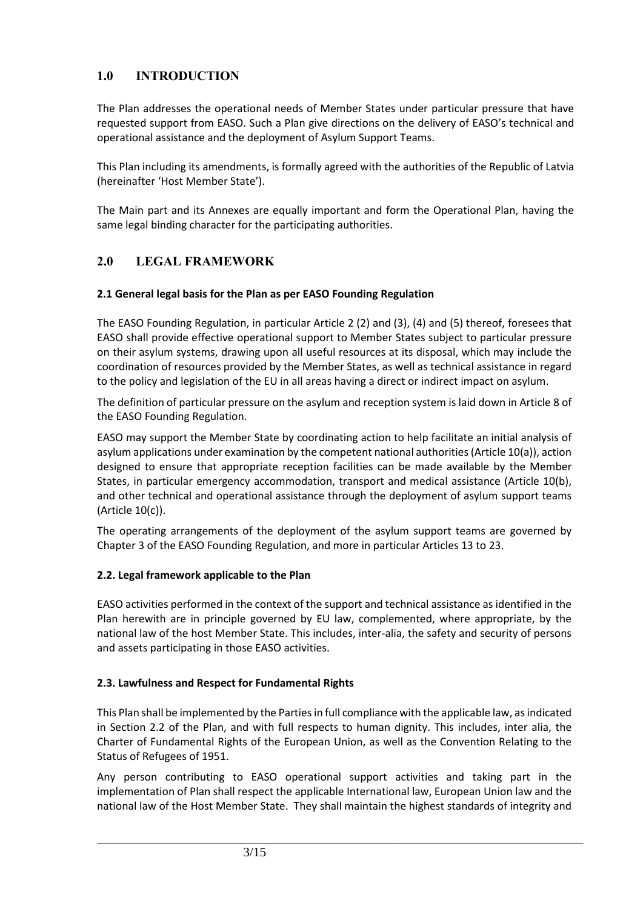## 1.0 INTRODUCTION

The Plan addresses the operational needs of Member States under particular pressure that have requested support from EASO. Such a Plan give directions on the delivery of EASO's technical and operational assistance and the deployment of Asylum Support Teams.

This Plan including its amendments, is formally agreed with the authorities of the Republic of Latvia (hereinafter 'Host Member State').

The Main part and its Annexes are equally important and form the Operational Plan, having the same legal binding character for the participating authorities.

## 2.0 LEGAL FRAMEWORK

### 2.1 General legal basis for the Plan as per EASO Founding Regulation

The EASO Founding Regulation, in particular Article 2 (2) and (3), (4) and (5) thereof, foresees that EASO shall provide effective operational support to Member States subject to particular pressure on their asylum systems, drawing upon all useful resources at its disposal, which may include the coordination of resources provided by the Member States, as well as technical assistance in regard to the policy and legislation of the EU in all areas having a direct or indirect impact on asylum.

The definition of particular pressure on the asylum and reception system is laid down in Article 8 of the EASO Founding Regulation.

EASO may support the Member State by coordinating action to help facilitate an initial analysis of asylum applications under examination by the competent national authorities (Article 10(a)), action designed to ensure that appropriate reception facilities can be made available by the Member States, in particular emergency accommodation, transport and medical assistance (Article 10(b), and other technical and operational assistance through the deployment of asylum support teams (Article 10(c)).

The operating arrangements of the deployment of the asylum support teams are governed by Chapter 3 of the EASO Founding Regulation, and more in particular Articles 13 to 23.

### 2.2. Legal framework applicable to the Plan

EASO activities performed in the context of the support and technical assistance as identified in the Plan herewith are in principle governed by EU law, complemented, where appropriate, by the national law of the host Member State. This includes, inter-alia, the safety and security of persons and assets participating in those EASO activities.

### 2.3. Lawfulness and Respect for Fundamental Rights

This Plan shall be implemented by the Parties in full compliance with the applicable law, as indicated in Section 2.2 of the Plan, and with full respects to human dignity. This includes, inter alia, the Charter of Fundamental Rights of the European Union, as well as the Convention Relating to the Status of Refugees of 1951.

Any person contributing to EASO operational support activities and taking part in the implementation of Plan shall respect the applicable International law, European Union law and the national law of the Host Member State. They shall maintain the highest standards of integrity and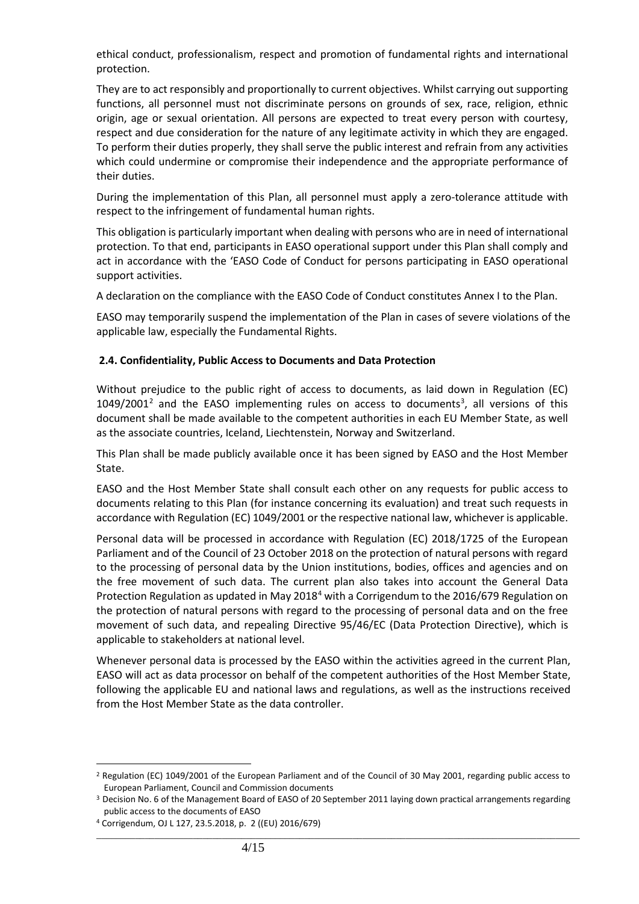ethical conduct, professionalism, respect and promotion of fundamental rights and international protection.

They are to act responsibly and proportionally to current objectives. Whilst carrying out supporting functions, all personnel must not discriminate persons on grounds of sex, race, religion, ethnic origin, age or sexual orientation. All persons are expected to treat every person with courtesy, respect and due consideration for the nature of any legitimate activity in which they are engaged. To perform their duties properly, they shall serve the public interest and refrain from any activities which could undermine or compromise their independence and the appropriate performance of their duties.

During the implementation of this Plan, all personnel must apply a zero-tolerance attitude with respect to the infringement of fundamental human rights.

This obligation is particularly important when dealing with persons who are in need of international protection. To that end, participants in EASO operational support under this Plan shall comply and act in accordance with the 'EASO Code of Conduct for persons participating in EASO operational support activities.

A declaration on the compliance with the EASO Code of Conduct constitutes Annex I to the Plan.

EASO may temporarily suspend the implementation of the Plan in cases of severe violations of the applicable law, especially the Fundamental Rights.

### 2.4. Confidentiality, Public Access to Documents and Data Protection

Without prejudice to the public right of access to documents, as laid down in Regulation (EC) 1049/2001[2] and the EASO implementing rules on access to documents[3], all versions of this document shall be made available to the competent authorities in each EU Member State, as well as the associate countries, Iceland, Liechtenstein, Norway and Switzerland.

This Plan shall be made publicly available once it has been signed by EASO and the Host Member State.

EASO and the Host Member State shall consult each other on any requests for public access to documents relating to this Plan (for instance concerning its evaluation) and treat such requests in accordance with Regulation (EC) 1049/2001 or the respective national law, whichever is applicable.

Personal data will be processed in accordance with Regulation (EC) 2018/1725 of the European Parliament and of the Council of 23 October 2018 on the protection of natural persons with regard to the processing of personal data by the Union institutions, bodies, offices and agencies and on the free movement of such data. The current plan also takes into account the General Data Protection Regulation as updated in May 2018[4] with a Corrigendum to the 2016/679 Regulation on the protection of natural persons with regard to the processing of personal data and on the free movement of such data, and repealing Directive 95/46/EC (Data Protection Directive), which is applicable to stakeholders at national level.

Whenever personal data is processed by the EASO within the activities agreed in the current Plan, EASO will act as data processor on behalf of the competent authorities of the Host Member State, following the applicable EU and national laws and regulations, as well as the instructions received from the Host Member State as the data controller.

---

[2] Regulation (EC) 1049/2001 of the European Parliament and of the Council of 30 May 2001, regarding public access to European Parliament, Council and Commission documents

[3] Decision No. 6 of the Management Board of EASO of 20 September 2011 laying down practical arrangements regarding public access to the documents of EASO

[4] Corrigendum, OJ L 127, 23.5.2018, p. 2 ((EU) 2016/679)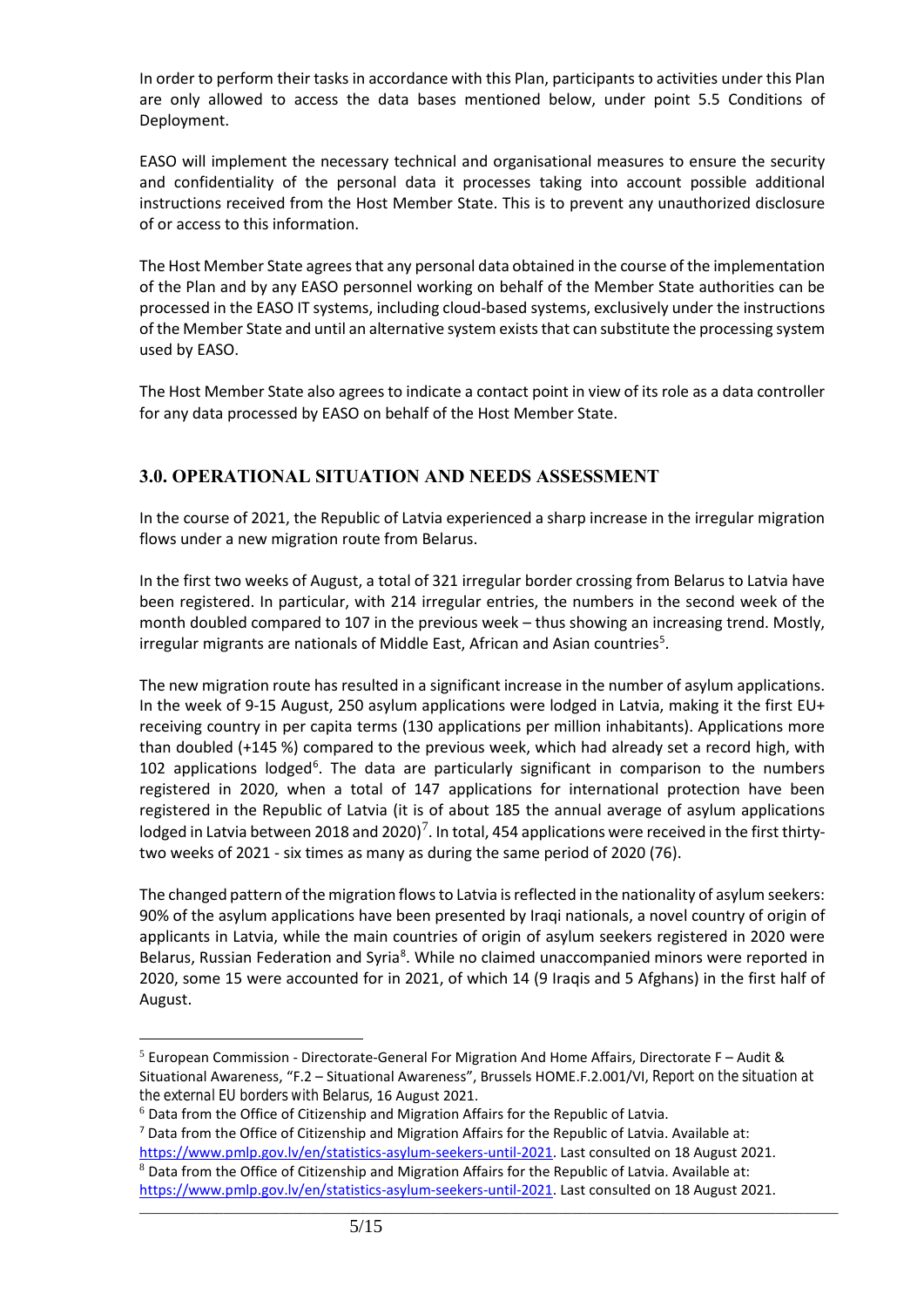In order to perform their tasks in accordance with this Plan, participants to activities under this Plan are only allowed to access the data bases mentioned below, under point 5.5 Conditions of Deployment.

EASO will implement the necessary technical and organisational measures to ensure the security and confidentiality of the personal data it processes taking into account possible additional instructions received from the Host Member State. This is to prevent any unauthorized disclosure of or access to this information.

The Host Member State agrees that any personal data obtained in the course of the implementation of the Plan and by any EASO personnel working on behalf of the Member State authorities can be processed in the EASO IT systems, including cloud-based systems, exclusively under the instructions of the Member State and until an alternative system exists that can substitute the processing system used by EASO.

The Host Member State also agrees to indicate a contact point in view of its role as a data controller for any data processed by EASO on behalf of the Host Member State.

## 3.0. OPERATIONAL SITUATION AND NEEDS ASSESSMENT

In the course of 2021, the Republic of Latvia experienced a sharp increase in the irregular migration flows under a new migration route from Belarus.

In the first two weeks of August, a total of 321 irregular border crossing from Belarus to Latvia have been registered. In particular, with 214 irregular entries, the numbers in the second week of the month doubled compared to 107 in the previous week – thus showing an increasing trend. Mostly, irregular migrants are nationals of Middle East, African and Asian countries[5].

The new migration route has resulted in a significant increase in the number of asylum applications. In the week of 9-15 August, 250 asylum applications were lodged in Latvia, making it the first EU+ receiving country in per capita terms (130 applications per million inhabitants). Applications more than doubled (+145 %) compared to the previous week, which had already set a record high, with 102 applications lodged[6]. The data are particularly significant in comparison to the numbers registered in 2020, when a total of 147 applications for international protection have been registered in the Republic of Latvia (it is of about 185 the annual average of asylum applications lodged in Latvia between 2018 and 2020)[7]. In total, 454 applications were received in the first thirty-two weeks of 2021 - six times as many as during the same period of 2020 (76).

The changed pattern of the migration flows to Latvia is reflected in the nationality of asylum seekers: 90% of the asylum applications have been presented by Iraqi nationals, a novel country of origin of applicants in Latvia, while the main countries of origin of asylum seekers registered in 2020 were Belarus, Russian Federation and Syria[8]. While no claimed unaccompanied minors were reported in 2020, some 15 were accounted for in 2021, of which 14 (9 Iraqis and 5 Afghans) in the first half of August.

---

[5] European Commission - Directorate-General For Migration And Home Affairs, Directorate F – Audit & Situational Awareness, "F.2 – Situational Awareness", Brussels HOME.F.2.001/VI, *Report on the situation at the external EU borders with Belarus*, 16 August 2021.

[6] Data from the Office of Citizenship and Migration Affairs for the Republic of Latvia.

[7] Data from the Office of Citizenship and Migration Affairs for the Republic of Latvia. Available at: https://www.pmlp.gov.lv/en/statistics-asylum-seekers-until-2021. Last consulted on 18 August 2021.

[8] Data from the Office of Citizenship and Migration Affairs for the Republic of Latvia. Available at: https://www.pmlp.gov.lv/en/statistics-asylum-seekers-until-2021. Last consulted on 18 August 2021.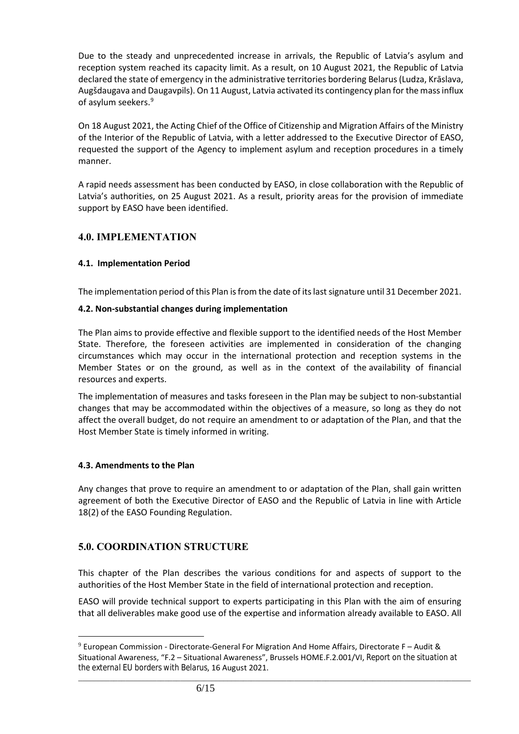Due to the steady and unprecedented increase in arrivals, the Republic of Latvia's asylum and reception system reached its capacity limit. As a result, on 10 August 2021, the Republic of Latvia declared the state of emergency in the administrative territories bordering Belarus (Ludza, Krāslava, Augšdaugava and Daugavpils). On 11 August, Latvia activated its contingency plan for the mass influx of asylum seekers.[9]

On 18 August 2021, the Acting Chief of the Office of Citizenship and Migration Affairs of the Ministry of the Interior of the Republic of Latvia, with a letter addressed to the Executive Director of EASO, requested the support of the Agency to implement asylum and reception procedures in a timely manner.

A rapid needs assessment has been conducted by EASO, in close collaboration with the Republic of Latvia's authorities, on 25 August 2021. As a result, priority areas for the provision of immediate support by EASO have been identified.

## 4.0. IMPLEMENTATION

### 4.1. Implementation Period

The implementation period of this Plan is from the date of its last signature until 31 December 2021.

### 4.2. Non-substantial changes during implementation

The Plan aims to provide effective and flexible support to the identified needs of the Host Member State. Therefore, the foreseen activities are implemented in consideration of the changing circumstances which may occur in the international protection and reception systems in the Member States or on the ground, as well as in the context of the availability of financial resources and experts.

The implementation of measures and tasks foreseen in the Plan may be subject to non-substantial changes that may be accommodated within the objectives of a measure, so long as they do not affect the overall budget, do not require an amendment to or adaptation of the Plan, and that the Host Member State is timely informed in writing.

### 4.3. Amendments to the Plan

Any changes that prove to require an amendment to or adaptation of the Plan, shall gain written agreement of both the Executive Director of EASO and the Republic of Latvia in line with Article 18(2) of the EASO Founding Regulation.

## 5.0. COORDINATION STRUCTURE

This chapter of the Plan describes the various conditions for and aspects of support to the authorities of the Host Member State in the field of international protection and reception.

EASO will provide technical support to experts participating in this Plan with the aim of ensuring that all deliverables make good use of the expertise and information already available to EASO. All

---

[9] European Commission - Directorate-General For Migration And Home Affairs, Directorate F – Audit & Situational Awareness, "F.2 – Situational Awareness", Brussels HOME.F.2.001/VI, *Report on the situation at the external EU borders with Belarus*, 16 August 2021.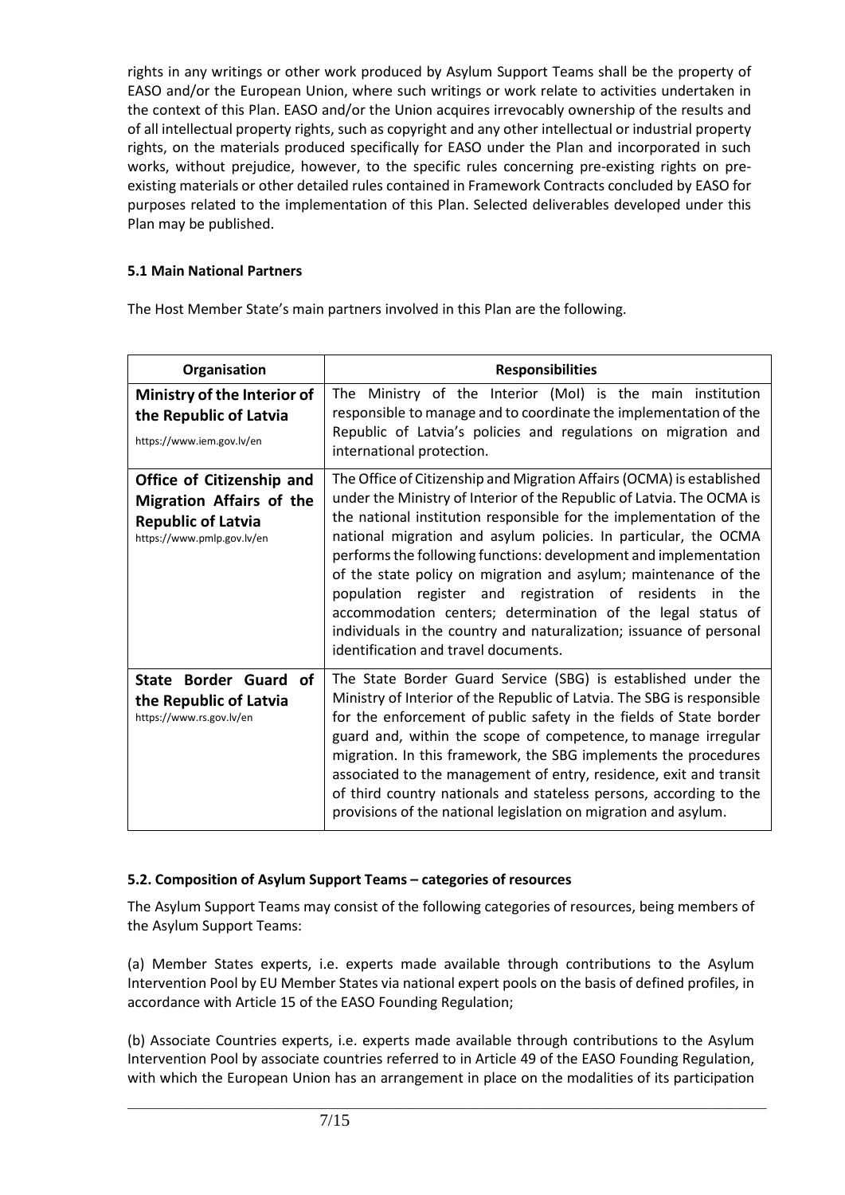rights in any writings or other work produced by Asylum Support Teams shall be the property of EASO and/or the European Union, where such writings or work relate to activities undertaken in the context of this Plan. EASO and/or the Union acquires irrevocably ownership of the results and of all intellectual property rights, such as copyright and any other intellectual or industrial property rights, on the materials produced specifically for EASO under the Plan and incorporated in such works, without prejudice, however, to the specific rules concerning pre-existing rights on pre-existing materials or other detailed rules contained in Framework Contracts concluded by EASO for purposes related to the implementation of this Plan. Selected deliverables developed under this Plan may be published.

### 5.1 Main National Partners

The Host Member State's main partners involved in this Plan are the following.

| Organisation | Responsibilities |
|---|---|
| **Ministry of the Interior of the Republic of Latvia** https://www.iem.gov.lv/en | The Ministry of the Interior (MoI) is the main institution responsible to manage and to coordinate the implementation of the Republic of Latvia's policies and regulations on migration and international protection. |
| **Office of Citizenship and Migration Affairs of the Republic of Latvia** https://www.pmlp.gov.lv/en | The Office of Citizenship and Migration Affairs (OCMA) is established under the Ministry of Interior of the Republic of Latvia. The OCMA is the national institution responsible for the implementation of the national migration and asylum policies. In particular, the OCMA performs the following functions: development and implementation of the state policy on migration and asylum; maintenance of the population register and registration of residents in the accommodation centers; determination of the legal status of individuals in the country and naturalization; issuance of personal identification and travel documents. |
| **State Border Guard of the Republic of Latvia** https://www.rs.gov.lv/en | The State Border Guard Service (SBG) is established under the Ministry of Interior of the Republic of Latvia. The SBG is responsible for the enforcement of public safety in the fields of State border guard and, within the scope of competence, to manage irregular migration. In this framework, the SBG implements the procedures associated to the management of entry, residence, exit and transit of third country nationals and stateless persons, according to the provisions of the national legislation on migration and asylum. |

### 5.2. Composition of Asylum Support Teams – categories of resources

The Asylum Support Teams may consist of the following categories of resources, being members of the Asylum Support Teams:

(a) Member States experts, i.e. experts made available through contributions to the Asylum Intervention Pool by EU Member States via national expert pools on the basis of defined profiles, in accordance with Article 15 of the EASO Founding Regulation;

(b) Associate Countries experts, i.e. experts made available through contributions to the Asylum Intervention Pool by associate countries referred to in Article 49 of the EASO Founding Regulation, with which the European Union has an arrangement in place on the modalities of its participation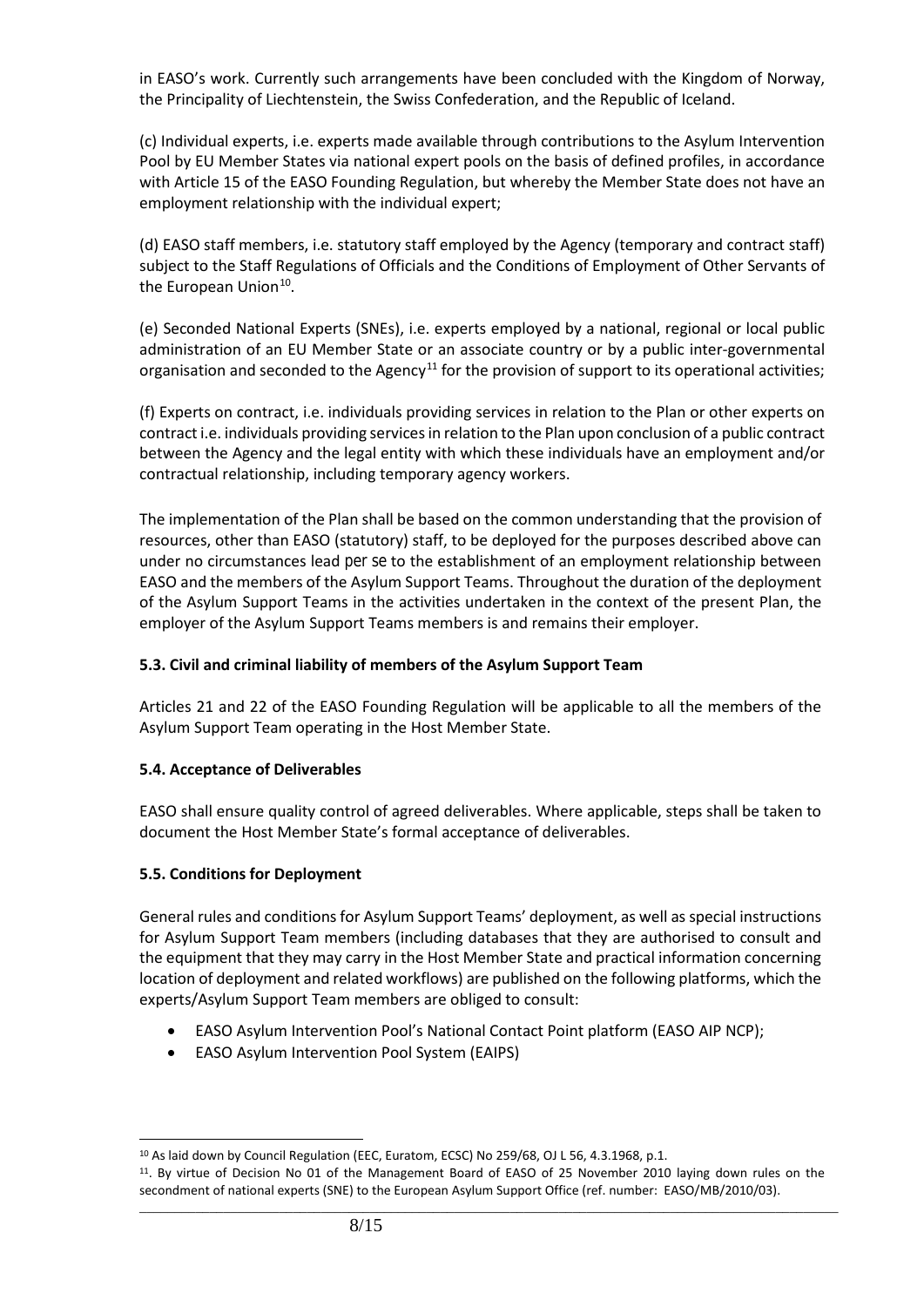in EASO's work. Currently such arrangements have been concluded with the Kingdom of Norway, the Principality of Liechtenstein, the Swiss Confederation, and the Republic of Iceland.

(c) Individual experts, i.e. experts made available through contributions to the Asylum Intervention Pool by EU Member States via national expert pools on the basis of defined profiles, in accordance with Article 15 of the EASO Founding Regulation, but whereby the Member State does not have an employment relationship with the individual expert;

(d) EASO staff members, i.e. statutory staff employed by the Agency (temporary and contract staff) subject to the Staff Regulations of Officials and the Conditions of Employment of Other Servants of the European Union[10].

(e) Seconded National Experts (SNEs), i.e. experts employed by a national, regional or local public administration of an EU Member State or an associate country or by a public inter-governmental organisation and seconded to the Agency[11] for the provision of support to its operational activities;

(f) Experts on contract, i.e. individuals providing services in relation to the Plan or other experts on contract i.e. individuals providing services in relation to the Plan upon conclusion of a public contract between the Agency and the legal entity with which these individuals have an employment and/or contractual relationship, including temporary agency workers.

The implementation of the Plan shall be based on the common understanding that the provision of resources, other than EASO (statutory) staff, to be deployed for the purposes described above can under no circumstances lead *per se* to the establishment of an employment relationship between EASO and the members of the Asylum Support Teams. Throughout the duration of the deployment of the Asylum Support Teams in the activities undertaken in the context of the present Plan, the employer of the Asylum Support Teams members is and remains their employer.

### 5.3. Civil and criminal liability of members of the Asylum Support Team

Articles 21 and 22 of the EASO Founding Regulation will be applicable to all the members of the Asylum Support Team operating in the Host Member State.

### 5.4. Acceptance of Deliverables

EASO shall ensure quality control of agreed deliverables. Where applicable, steps shall be taken to document the Host Member State's formal acceptance of deliverables.

### 5.5. Conditions for Deployment

General rules and conditions for Asylum Support Teams' deployment, as well as special instructions for Asylum Support Team members (including databases that they are authorised to consult and the equipment that they may carry in the Host Member State and practical information concerning location of deployment and related workflows) are published on the following platforms, which the experts/Asylum Support Team members are obliged to consult:

- EASO Asylum Intervention Pool's National Contact Point platform (EASO AIP NCP);
- EASO Asylum Intervention Pool System (EAIPS)

---

[10] As laid down by Council Regulation (EEC, Euratom, ECSC) No 259/68, OJ L 56, 4.3.1968, p.1.

[11]. By virtue of Decision No 01 of the Management Board of EASO of 25 November 2010 laying down rules on the secondment of national experts (SNE) to the European Asylum Support Office (ref. number: EASO/MB/2010/03).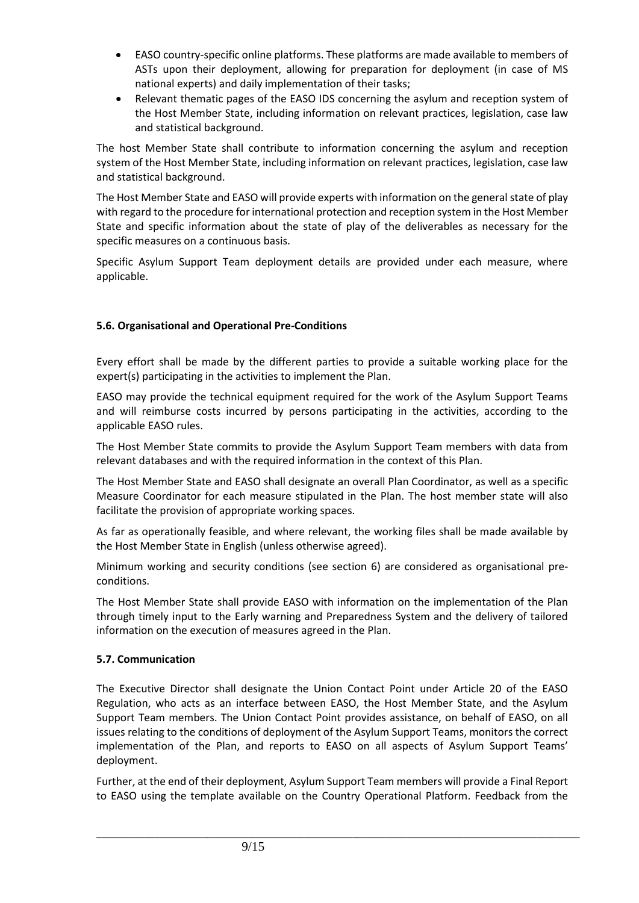- EASO country-specific online platforms. These platforms are made available to members of ASTs upon their deployment, allowing for preparation for deployment (in case of MS national experts) and daily implementation of their tasks;
- Relevant thematic pages of the EASO IDS concerning the asylum and reception system of the Host Member State, including information on relevant practices, legislation, case law and statistical background.

The host Member State shall contribute to information concerning the asylum and reception system of the Host Member State, including information on relevant practices, legislation, case law and statistical background.

The Host Member State and EASO will provide experts with information on the general state of play with regard to the procedure for international protection and reception system in the Host Member State and specific information about the state of play of the deliverables as necessary for the specific measures on a continuous basis.

Specific Asylum Support Team deployment details are provided under each measure, where applicable.

### 5.6. Organisational and Operational Pre-Conditions

Every effort shall be made by the different parties to provide a suitable working place for the expert(s) participating in the activities to implement the Plan.

EASO may provide the technical equipment required for the work of the Asylum Support Teams and will reimburse costs incurred by persons participating in the activities, according to the applicable EASO rules.

The Host Member State commits to provide the Asylum Support Team members with data from relevant databases and with the required information in the context of this Plan.

The Host Member State and EASO shall designate an overall Plan Coordinator, as well as a specific Measure Coordinator for each measure stipulated in the Plan. The host member state will also facilitate the provision of appropriate working spaces.

As far as operationally feasible, and where relevant, the working files shall be made available by the Host Member State in English (unless otherwise agreed).

Minimum working and security conditions (see section 6) are considered as organisational pre-conditions.

The Host Member State shall provide EASO with information on the implementation of the Plan through timely input to the Early warning and Preparedness System and the delivery of tailored information on the execution of measures agreed in the Plan.

### 5.7. Communication

The Executive Director shall designate the Union Contact Point under Article 20 of the EASO Regulation, who acts as an interface between EASO, the Host Member State, and the Asylum Support Team members. The Union Contact Point provides assistance, on behalf of EASO, on all issues relating to the conditions of deployment of the Asylum Support Teams, monitors the correct implementation of the Plan, and reports to EASO on all aspects of Asylum Support Teams' deployment.

Further, at the end of their deployment, Asylum Support Team members will provide a Final Report to EASO using the template available on the Country Operational Platform. Feedback from the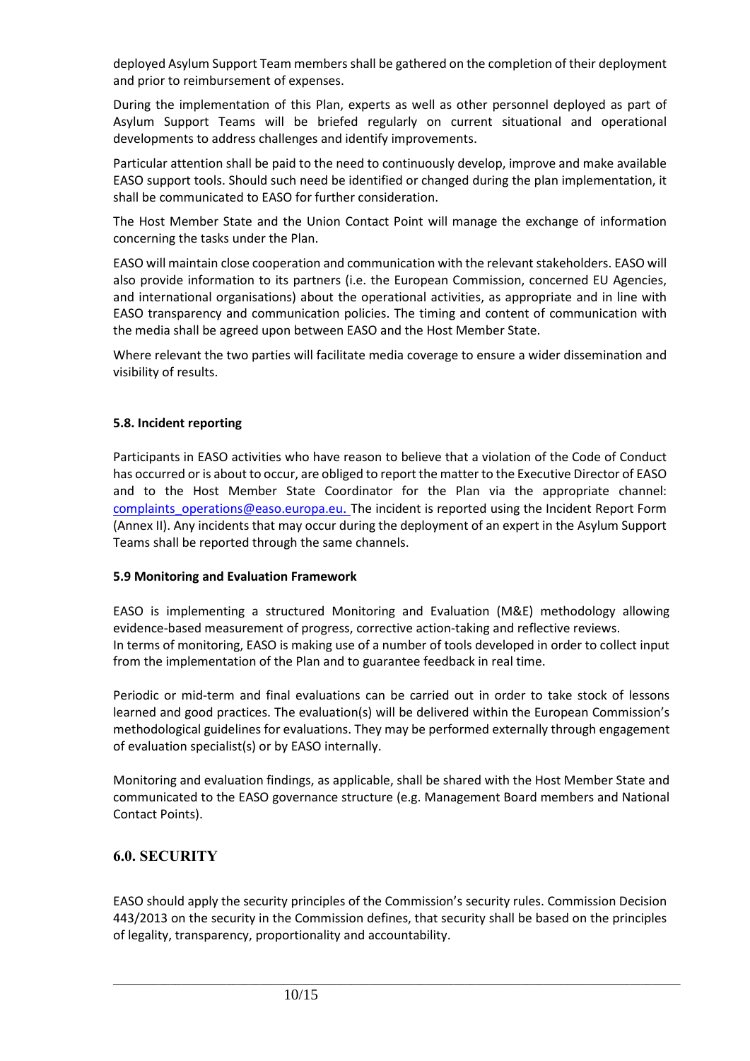deployed Asylum Support Team members shall be gathered on the completion of their deployment and prior to reimbursement of expenses.

During the implementation of this Plan, experts as well as other personnel deployed as part of Asylum Support Teams will be briefed regularly on current situational and operational developments to address challenges and identify improvements.

Particular attention shall be paid to the need to continuously develop, improve and make available EASO support tools. Should such need be identified or changed during the plan implementation, it shall be communicated to EASO for further consideration.

The Host Member State and the Union Contact Point will manage the exchange of information concerning the tasks under the Plan.

EASO will maintain close cooperation and communication with the relevant stakeholders. EASO will also provide information to its partners (i.e. the European Commission, concerned EU Agencies, and international organisations) about the operational activities, as appropriate and in line with EASO transparency and communication policies. The timing and content of communication with the media shall be agreed upon between EASO and the Host Member State.

Where relevant the two parties will facilitate media coverage to ensure a wider dissemination and visibility of results.

### 5.8. Incident reporting

Participants in EASO activities who have reason to believe that a violation of the Code of Conduct has occurred or is about to occur, are obliged to report the matter to the Executive Director of EASO and to the Host Member State Coordinator for the Plan via the appropriate channel: complaints_operations@easo.europa.eu. The incident is reported using the Incident Report Form (Annex II). Any incidents that may occur during the deployment of an expert in the Asylum Support Teams shall be reported through the same channels.

### 5.9 Monitoring and Evaluation Framework

EASO is implementing a structured Monitoring and Evaluation (M&E) methodology allowing evidence-based measurement of progress, corrective action-taking and reflective reviews.
In terms of monitoring, EASO is making use of a number of tools developed in order to collect input from the implementation of the Plan and to guarantee feedback in real time.

Periodic or mid-term and final evaluations can be carried out in order to take stock of lessons learned and good practices. The evaluation(s) will be delivered within the European Commission's methodological guidelines for evaluations. They may be performed externally through engagement of evaluation specialist(s) or by EASO internally.

Monitoring and evaluation findings, as applicable, shall be shared with the Host Member State and communicated to the EASO governance structure (e.g. Management Board members and National Contact Points).

## 6.0. SECURITY

EASO should apply the security principles of the Commission's security rules. Commission Decision 443/2013 on the security in the Commission defines, that security shall be based on the principles of legality, transparency, proportionality and accountability.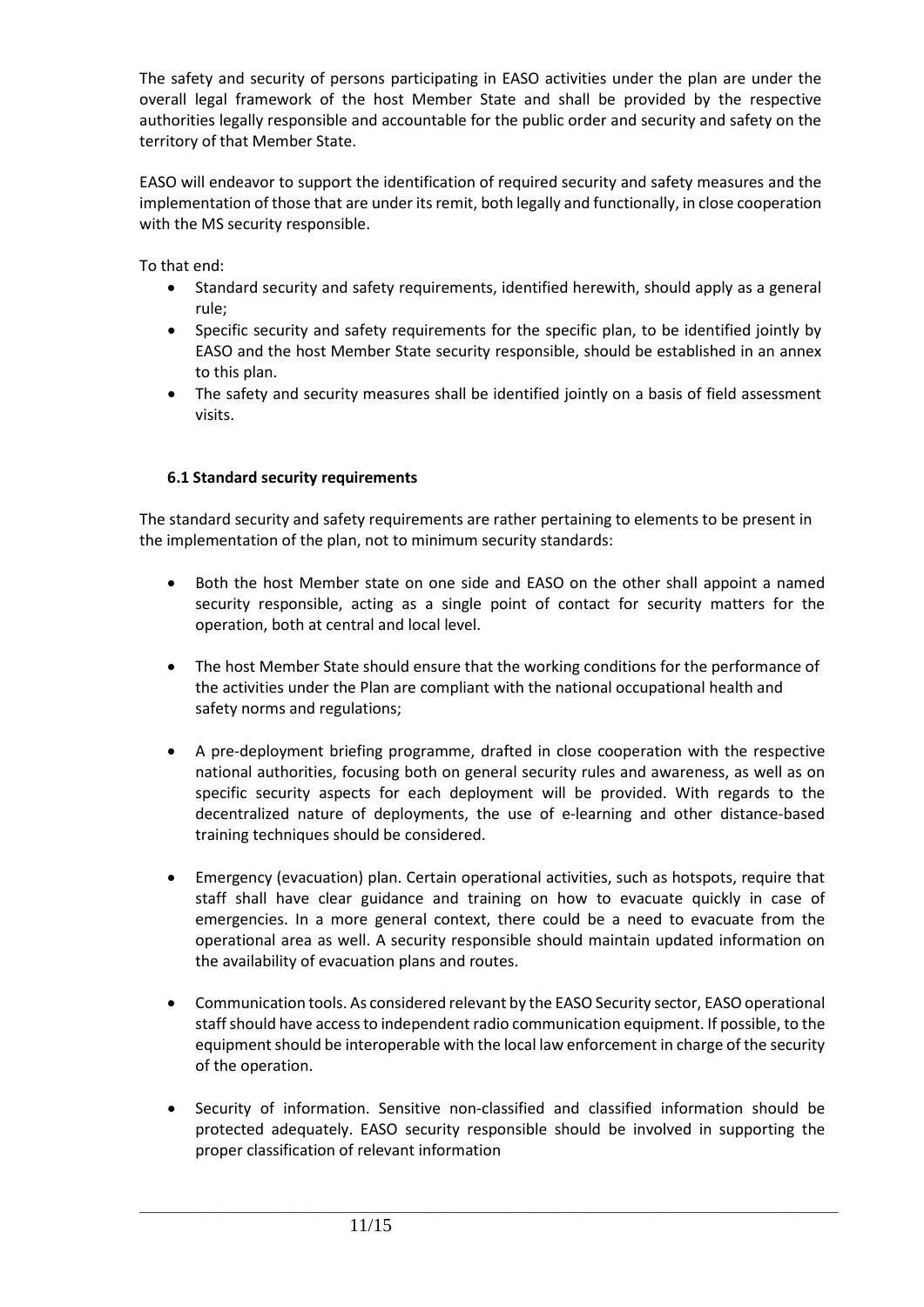The safety and security of persons participating in EASO activities under the plan are under the overall legal framework of the host Member State and shall be provided by the respective authorities legally responsible and accountable for the public order and security and safety on the territory of that Member State.

EASO will endeavor to support the identification of required security and safety measures and the implementation of those that are under its remit, both legally and functionally, in close cooperation with the MS security responsible.

To that end:

- Standard security and safety requirements, identified herewith, should apply as a general rule;
- Specific security and safety requirements for the specific plan, to be identified jointly by EASO and the host Member State security responsible, should be established in an annex to this plan.
- The safety and security measures shall be identified jointly on a basis of field assessment visits.

### 6.1 Standard security requirements

The standard security and safety requirements are rather pertaining to elements to be present in the implementation of the plan, not to minimum security standards:

- Both the host Member state on one side and EASO on the other shall appoint a named security responsible, acting as a single point of contact for security matters for the operation, both at central and local level.

- The host Member State should ensure that the working conditions for the performance of the activities under the Plan are compliant with the national occupational health and safety norms and regulations;

- A pre-deployment briefing programme, drafted in close cooperation with the respective national authorities, focusing both on general security rules and awareness, as well as on specific security aspects for each deployment will be provided. With regards to the decentralized nature of deployments, the use of e-learning and other distance-based training techniques should be considered.

- Emergency (evacuation) plan. Certain operational activities, such as hotspots, require that staff shall have clear guidance and training on how to evacuate quickly in case of emergencies. In a more general context, there could be a need to evacuate from the operational area as well. A security responsible should maintain updated information on the availability of evacuation plans and routes.

- Communication tools. As considered relevant by the EASO Security sector, EASO operational staff should have access to independent radio communication equipment. If possible, to the equipment should be interoperable with the local law enforcement in charge of the security of the operation.

- Security of information. Sensitive non-classified and classified information should be protected adequately. EASO security responsible should be involved in supporting the proper classification of relevant information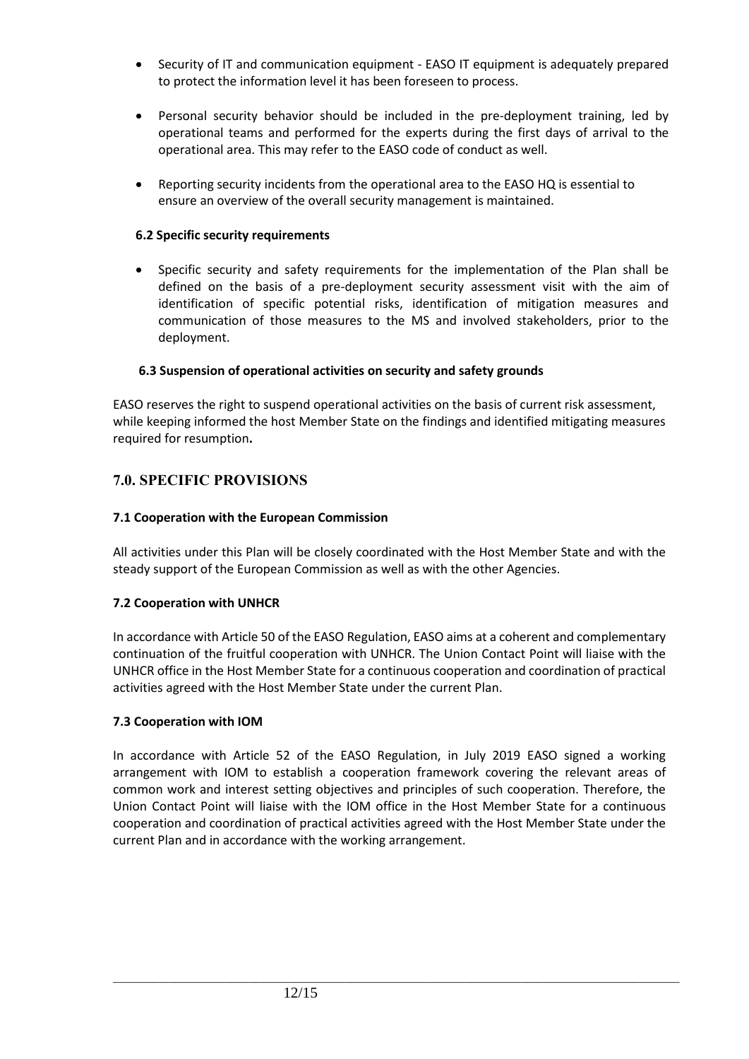- Security of IT and communication equipment - EASO IT equipment is adequately prepared to protect the information level it has been foreseen to process.

- Personal security behavior should be included in the pre-deployment training, led by operational teams and performed for the experts during the first days of arrival to the operational area. This may refer to the EASO code of conduct as well.

- Reporting security incidents from the operational area to the EASO HQ is essential to ensure an overview of the overall security management is maintained.

### 6.2 Specific security requirements

- Specific security and safety requirements for the implementation of the Plan shall be defined on the basis of a pre-deployment security assessment visit with the aim of identification of specific potential risks, identification of mitigation measures and communication of those measures to the MS and involved stakeholders, prior to the deployment.

### 6.3 Suspension of operational activities on security and safety grounds

EASO reserves the right to suspend operational activities on the basis of current risk assessment, while keeping informed the host Member State on the findings and identified mitigating measures required for resumption**.**

## 7.0. SPECIFIC PROVISIONS

### 7.1 Cooperation with the European Commission

All activities under this Plan will be closely coordinated with the Host Member State and with the steady support of the European Commission as well as with the other Agencies.

### 7.2 Cooperation with UNHCR

In accordance with Article 50 of the EASO Regulation, EASO aims at a coherent and complementary continuation of the fruitful cooperation with UNHCR. The Union Contact Point will liaise with the UNHCR office in the Host Member State for a continuous cooperation and coordination of practical activities agreed with the Host Member State under the current Plan.

### 7.3 Cooperation with IOM

In accordance with Article 52 of the EASO Regulation, in July 2019 EASO signed a working arrangement with IOM to establish a cooperation framework covering the relevant areas of common work and interest setting objectives and principles of such cooperation. Therefore, the Union Contact Point will liaise with the IOM office in the Host Member State for a continuous cooperation and coordination of practical activities agreed with the Host Member State under the current Plan and in accordance with the working arrangement.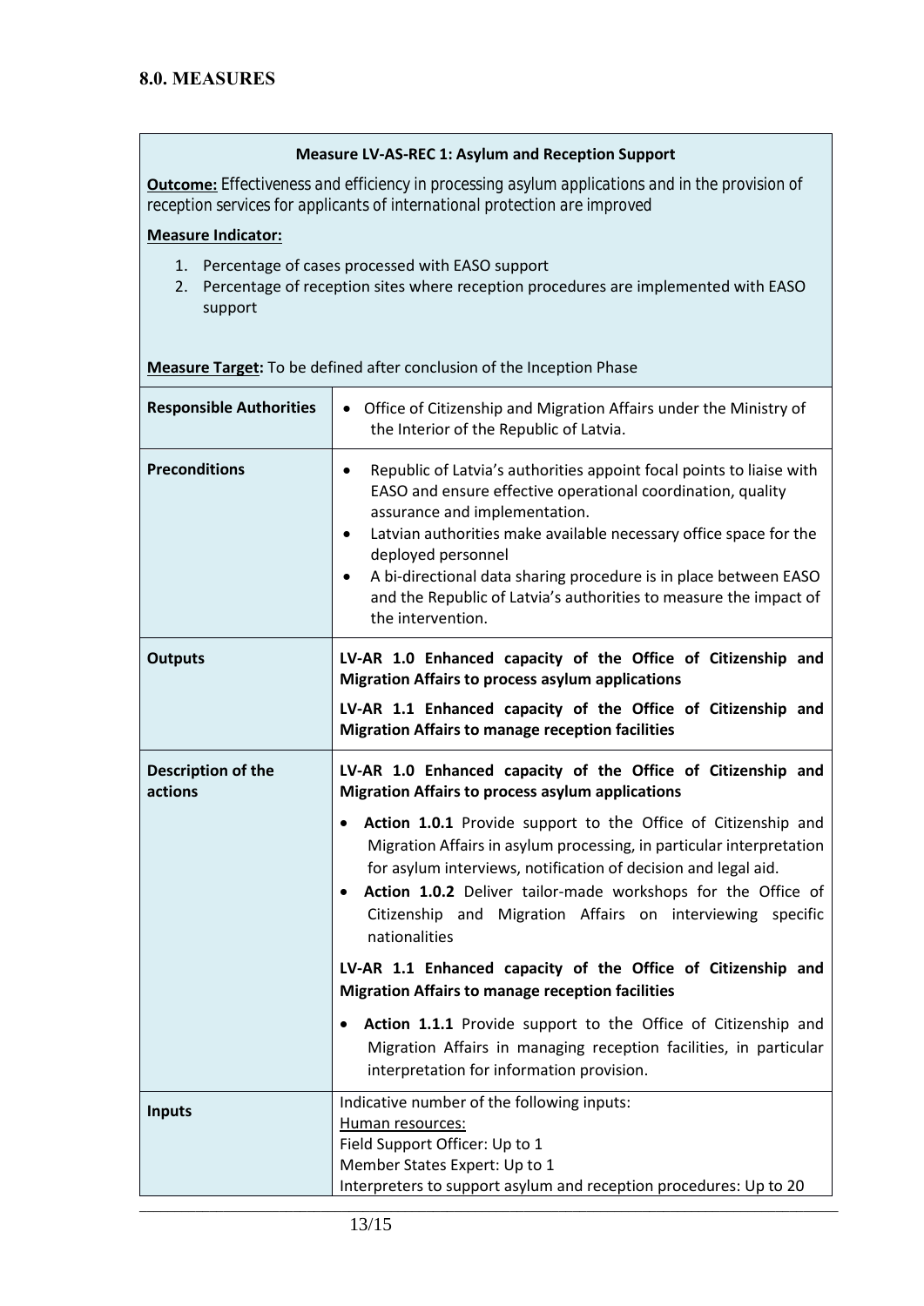## 8.0. MEASURES

| **Measure LV-AS-REC 1: Asylum and Reception Support** | |
|---|---|
| **Outcome:** Effectiveness and efficiency in processing asylum applications and in the provision of reception services for applicants of international protection are improved<br><br>**Measure Indicator:**<br>1. Percentage of cases processed with EASO support<br>2. Percentage of reception sites where reception procedures are implemented with EASO support<br><br>**Measure Target:** To be defined after conclusion of the Inception Phase | |
| **Responsible Authorities** | • Office of Citizenship and Migration Affairs under the Ministry of the Interior of the Republic of Latvia. |
| **Preconditions** | • Republic of Latvia's authorities appoint focal points to liaise with EASO and ensure effective operational coordination, quality assurance and implementation.<br>• Latvian authorities make available necessary office space for the deployed personnel<br>• A bi-directional data sharing procedure is in place between EASO and the Republic of Latvia's authorities to measure the impact of the intervention. |
| **Outputs** | **LV-AR 1.0 Enhanced capacity of the Office of Citizenship and Migration Affairs to process asylum applications**<br><br>**LV-AR 1.1 Enhanced capacity of the Office of Citizenship and Migration Affairs to manage reception facilities** |
| **Description of the actions** | **LV-AR 1.0 Enhanced capacity of the Office of Citizenship and Migration Affairs to process asylum applications**<br><br>• **Action 1.0.1** Provide support to the Office of Citizenship and Migration Affairs in asylum processing, in particular interpretation for asylum interviews, notification of decision and legal aid.<br>• **Action 1.0.2** Deliver tailor-made workshops for the Office of Citizenship and Migration Affairs on interviewing specific nationalities<br><br>**LV-AR 1.1 Enhanced capacity of the Office of Citizenship and Migration Affairs to manage reception facilities**<br><br>• **Action 1.1.1** Provide support to the Office of Citizenship and Migration Affairs in managing reception facilities, in particular interpretation for information provision. |
| **Inputs** | Indicative number of the following inputs:<br>Human resources:<br>Field Support Officer: Up to 1<br>Member States Expert: Up to 1<br>Interpreters to support asylum and reception procedures: Up to 20 |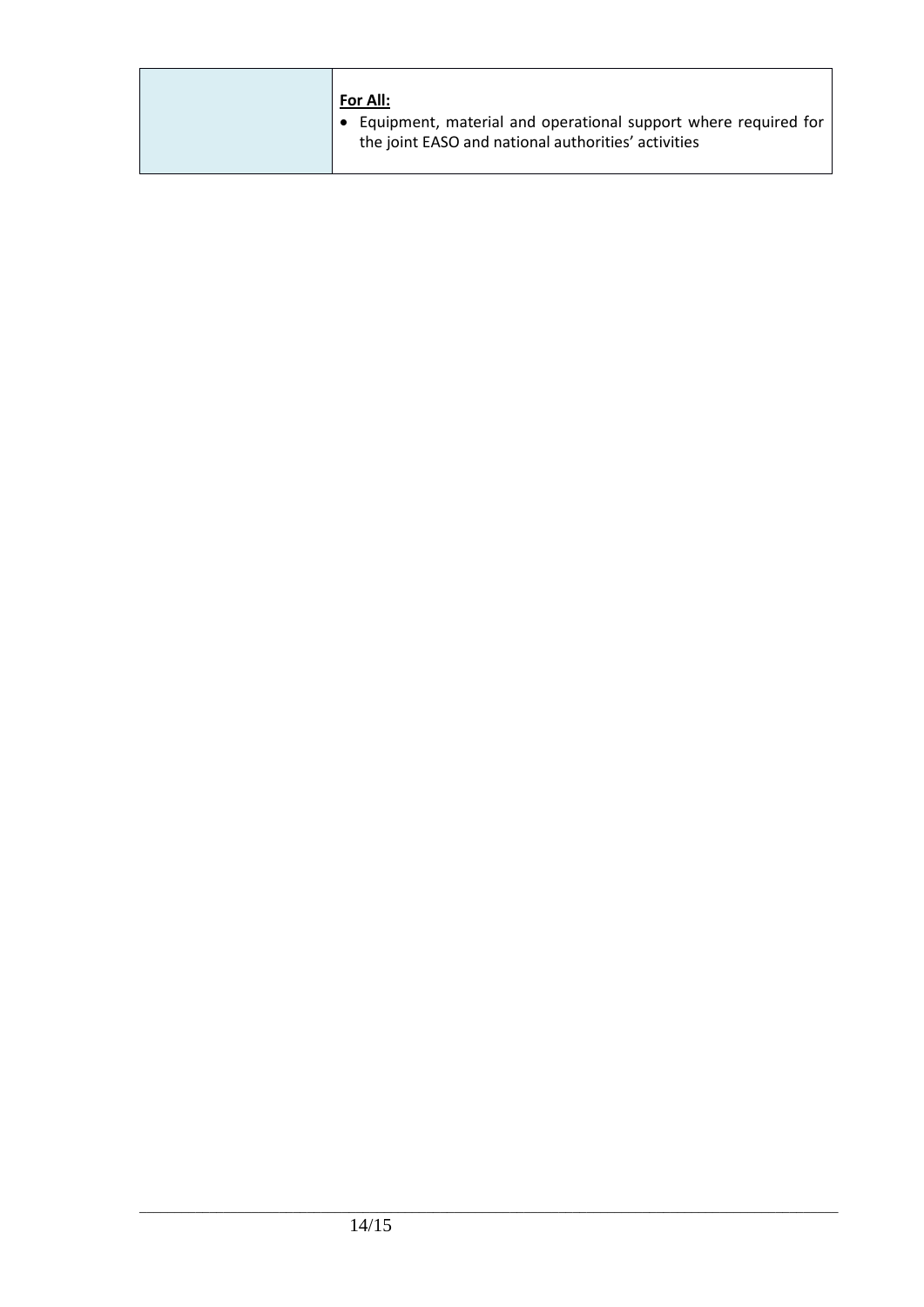| | |
|---|---|
| | **For All:**<br>• Equipment, material and operational support where required for the joint EASO and national authorities' activities |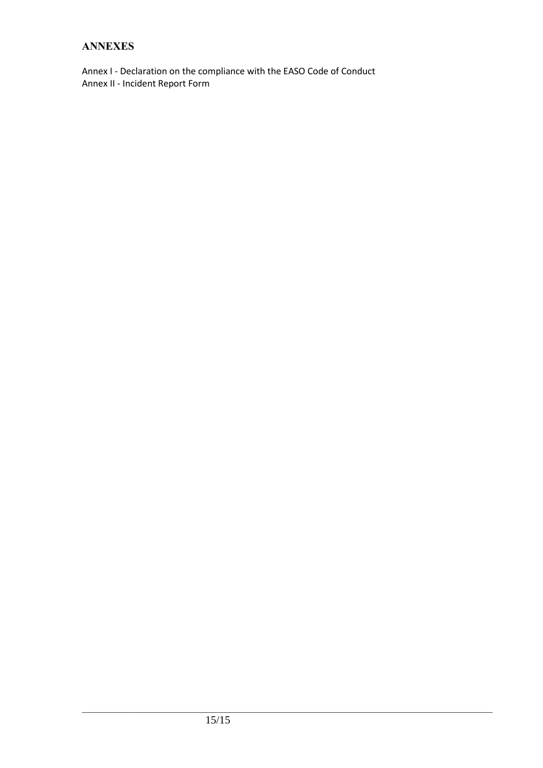## ANNEXES

Annex I - Declaration on the compliance with the EASO Code of Conduct
Annex II - Incident Report Form